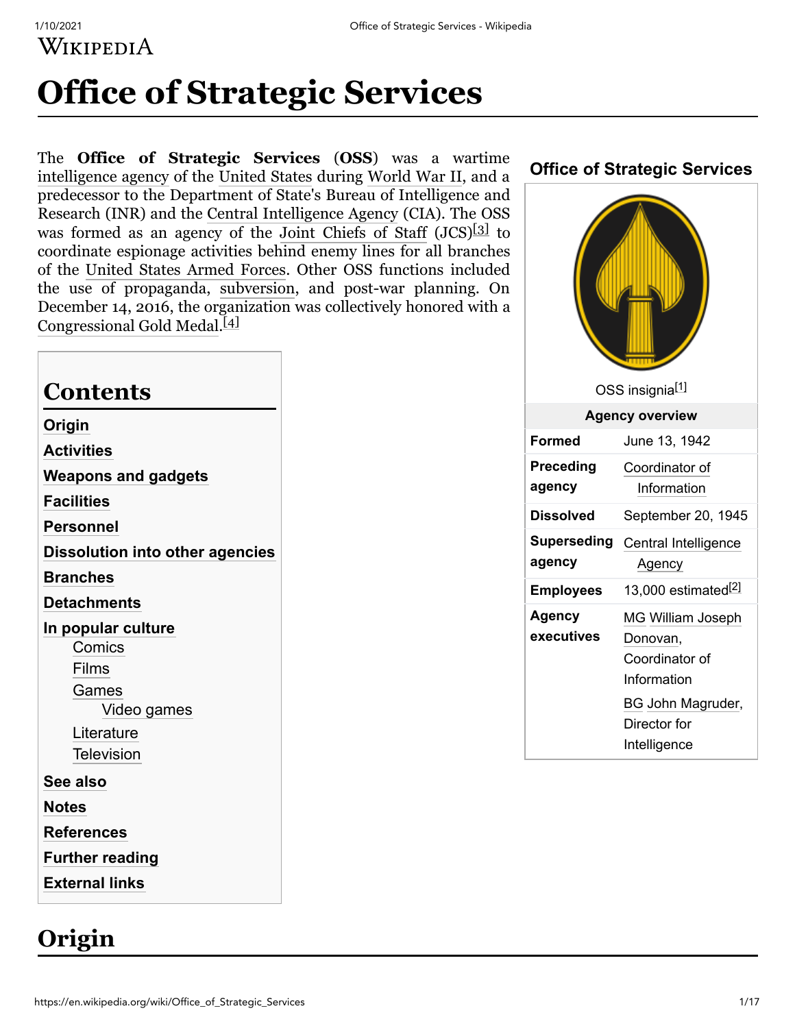# Office of Strategic Services

The **Office of Strategic Services** (**OSS**) was a wartime intelligence agency of the United States during World War II, and a predecessor to the Department of State's Bureau of Intelligence and Research (INR) and the Central Intelligence Agency (CIA). The OSS was formed as an agency of the Joint Chiefs of Staff (JCS)[3] to coordinate espionage activities behind enemy lines for all branches of the United States Armed Forces. Other OSS functions included the use of propaganda, subversion, and post-war planning. On December 14, 2016, the organization was collectively honored with a Congressional Gold Medal.[4]

**Office of Strategic Services**

OSS insignia[1]

| Agency overview | |
|---|---|
| **Formed** | June 13, 1942 |
| **Preceding agency** | Coordinator of Information |
| **Dissolved** | September 20, 1945 |
| **Superseding agency** | Central Intelligence Agency |
| **Employees** | 13,000 estimated[2] |
| **Agency executives** | MG William Joseph Donovan, Coordinator of Information; BG John Magruder, Director for Intelligence |

## Contents

- Origin
- Activities
- Weapons and gadgets
- Facilities
- Personnel
- Dissolution into other agencies
- Branches
- Detachments
- In popular culture
  - Comics
  - Films
  - Games
    - Video games
  - Literature
  - Television
- See also
- Notes
- References
- Further reading
- External links

## Origin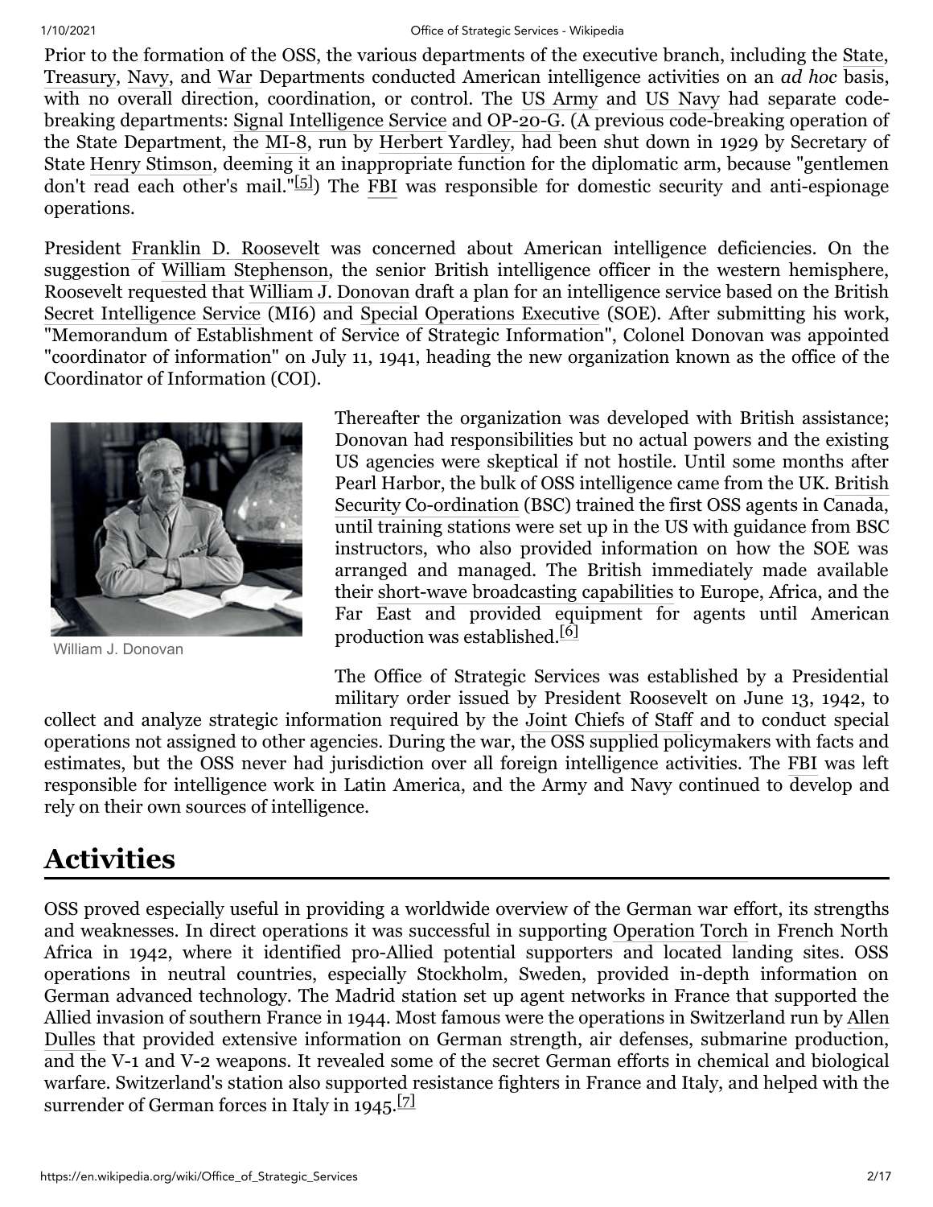Prior to the formation of the OSS, the various departments of the executive branch, including the State, Treasury, Navy, and War Departments conducted American intelligence activities on an *ad hoc* basis, with no overall direction, coordination, or control. The US Army and US Navy had separate code-breaking departments: Signal Intelligence Service and OP-20-G. (A previous code-breaking operation of the State Department, the MI-8, run by Herbert Yardley, had been shut down in 1929 by Secretary of State Henry Stimson, deeming it an inappropriate function for the diplomatic arm, because "gentlemen don't read each other's mail."[5]) The FBI was responsible for domestic security and anti-espionage operations.

President Franklin D. Roosevelt was concerned about American intelligence deficiencies. On the suggestion of William Stephenson, the senior British intelligence officer in the western hemisphere, Roosevelt requested that William J. Donovan draft a plan for an intelligence service based on the British Secret Intelligence Service (MI6) and Special Operations Executive (SOE). After submitting his work, "Memorandum of Establishment of Service of Strategic Information", Colonel Donovan was appointed "coordinator of information" on July 11, 1941, heading the new organization known as the office of the Coordinator of Information (COI).

William J. Donovan

Thereafter the organization was developed with British assistance; Donovan had responsibilities but no actual powers and the existing US agencies were skeptical if not hostile. Until some months after Pearl Harbor, the bulk of OSS intelligence came from the UK. British Security Co-ordination (BSC) trained the first OSS agents in Canada, until training stations were set up in the US with guidance from BSC instructors, who also provided information on how the SOE was arranged and managed. The British immediately made available their short-wave broadcasting capabilities to Europe, Africa, and the Far East and provided equipment for agents until American production was established.[6]

The Office of Strategic Services was established by a Presidential military order issued by President Roosevelt on June 13, 1942, to collect and analyze strategic information required by the Joint Chiefs of Staff and to conduct special operations not assigned to other agencies. During the war, the OSS supplied policymakers with facts and estimates, but the OSS never had jurisdiction over all foreign intelligence activities. The FBI was left responsible for intelligence work in Latin America, and the Army and Navy continued to develop and rely on their own sources of intelligence.

## Activities

OSS proved especially useful in providing a worldwide overview of the German war effort, its strengths and weaknesses. In direct operations it was successful in supporting Operation Torch in French North Africa in 1942, where it identified pro-Allied potential supporters and located landing sites. OSS operations in neutral countries, especially Stockholm, Sweden, provided in-depth information on German advanced technology. The Madrid station set up agent networks in France that supported the Allied invasion of southern France in 1944. Most famous were the operations in Switzerland run by Allen Dulles that provided extensive information on German strength, air defenses, submarine production, and the V-1 and V-2 weapons. It revealed some of the secret German efforts in chemical and biological warfare. Switzerland's station also supported resistance fighters in France and Italy, and helped with the surrender of German forces in Italy in 1945.[7]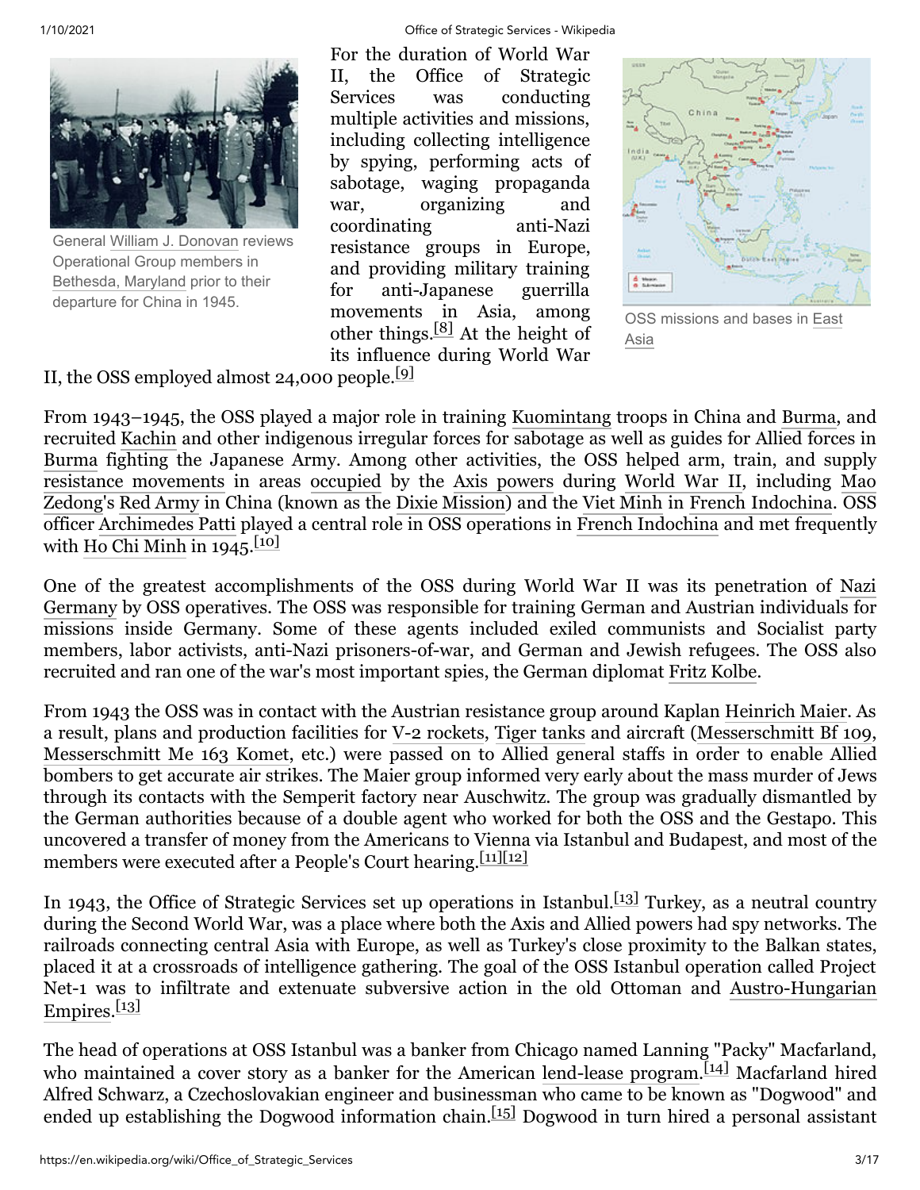General William J. Donovan reviews Operational Group members in Bethesda, Maryland prior to their departure for China in 1945.

For the duration of World War II, the Office of Strategic Services was conducting multiple activities and missions, including collecting intelligence by spying, performing acts of sabotage, waging propaganda war, organizing and coordinating anti-Nazi resistance groups in Europe, and providing military training for anti-Japanese guerrilla movements in Asia, among other things.[8] At the height of its influence during World War II, the OSS employed almost 24,000 people.[9]

OSS missions and bases in East Asia

From 1943–1945, the OSS played a major role in training Kuomintang troops in China and Burma, and recruited Kachin and other indigenous irregular forces for sabotage as well as guides for Allied forces in Burma fighting the Japanese Army. Among other activities, the OSS helped arm, train, and supply resistance movements in areas occupied by the Axis powers during World War II, including Mao Zedong's Red Army in China (known as the Dixie Mission) and the Viet Minh in French Indochina. OSS officer Archimedes Patti played a central role in OSS operations in French Indochina and met frequently with Ho Chi Minh in 1945.[10]

One of the greatest accomplishments of the OSS during World War II was its penetration of Nazi Germany by OSS operatives. The OSS was responsible for training German and Austrian individuals for missions inside Germany. Some of these agents included exiled communists and Socialist party members, labor activists, anti-Nazi prisoners-of-war, and German and Jewish refugees. The OSS also recruited and ran one of the war's most important spies, the German diplomat Fritz Kolbe.

From 1943 the OSS was in contact with the Austrian resistance group around Kaplan Heinrich Maier. As a result, plans and production facilities for V-2 rockets, Tiger tanks and aircraft (Messerschmitt Bf 109, Messerschmitt Me 163 Komet, etc.) were passed on to Allied general staffs in order to enable Allied bombers to get accurate air strikes. The Maier group informed very early about the mass murder of Jews through its contacts with the Semperit factory near Auschwitz. The group was gradually dismantled by the German authorities because of a double agent who worked for both the OSS and the Gestapo. This uncovered a transfer of money from the Americans to Vienna via Istanbul and Budapest, and most of the members were executed after a People's Court hearing.[11][12]

In 1943, the Office of Strategic Services set up operations in Istanbul.[13] Turkey, as a neutral country during the Second World War, was a place where both the Axis and Allied powers had spy networks. The railroads connecting central Asia with Europe, as well as Turkey's close proximity to the Balkan states, placed it at a crossroads of intelligence gathering. The goal of the OSS Istanbul operation called Project Net-1 was to infiltrate and extenuate subversive action in the old Ottoman and Austro-Hungarian Empires.[13]

The head of operations at OSS Istanbul was a banker from Chicago named Lanning "Packy" Macfarland, who maintained a cover story as a banker for the American lend-lease program.[14] Macfarland hired Alfred Schwarz, a Czechoslovakian engineer and businessman who came to be known as "Dogwood" and ended up establishing the Dogwood information chain.[15] Dogwood in turn hired a personal assistant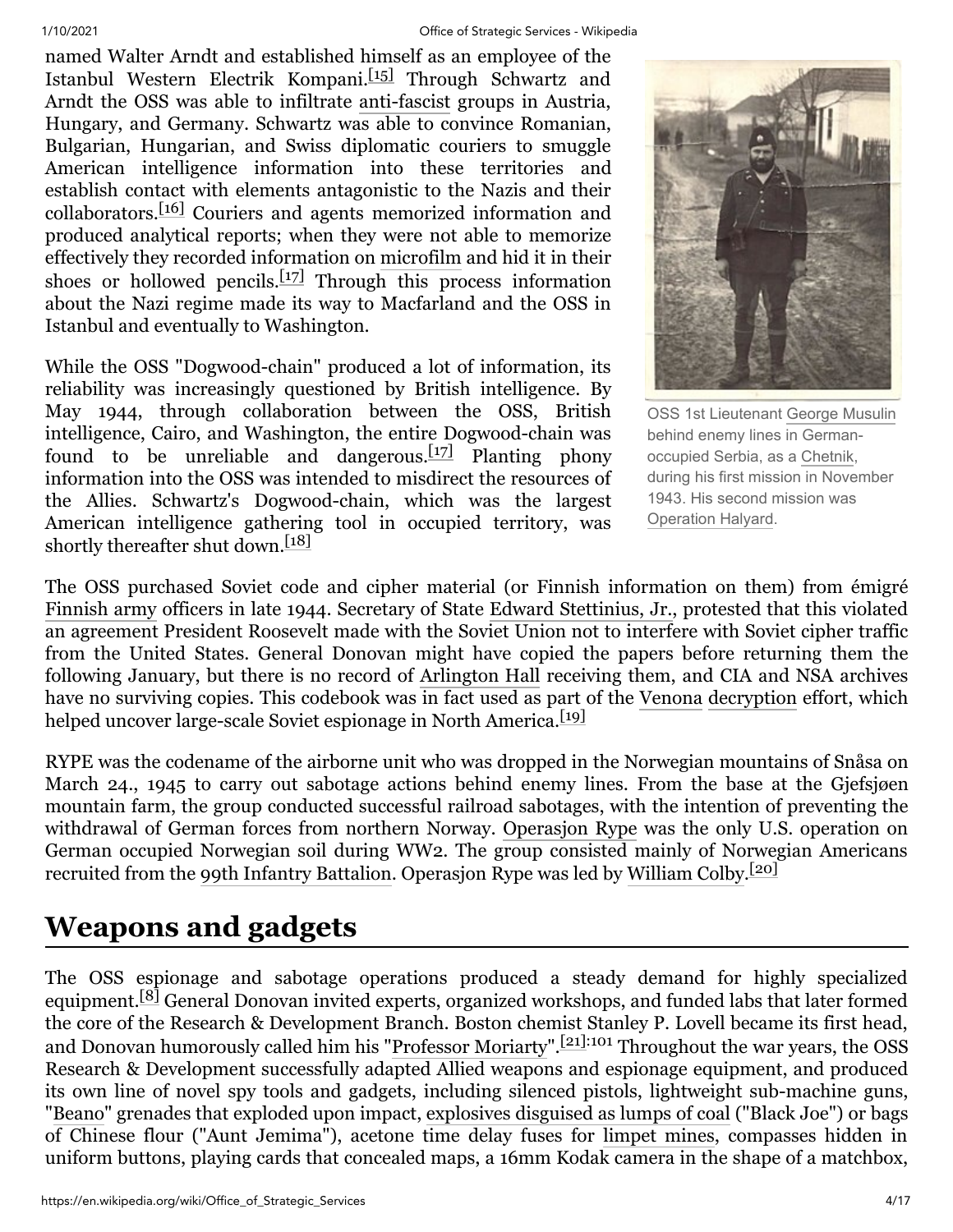named Walter Arndt and established himself as an employee of the Istanbul Western Electrik Kompani.[15] Through Schwartz and Arndt the OSS was able to infiltrate anti-fascist groups in Austria, Hungary, and Germany. Schwartz was able to convince Romanian, Bulgarian, Hungarian, and Swiss diplomatic couriers to smuggle American intelligence information into these territories and establish contact with elements antagonistic to the Nazis and their collaborators.[16] Couriers and agents memorized information and produced analytical reports; when they were not able to memorize effectively they recorded information on microfilm and hid it in their shoes or hollowed pencils.[17] Through this process information about the Nazi regime made its way to Macfarland and the OSS in Istanbul and eventually to Washington.

While the OSS "Dogwood-chain" produced a lot of information, its reliability was increasingly questioned by British intelligence. By May 1944, through collaboration between the OSS, British intelligence, Cairo, and Washington, the entire Dogwood-chain was found to be unreliable and dangerous.[17] Planting phony information into the OSS was intended to misdirect the resources of the Allies. Schwartz's Dogwood-chain, which was the largest American intelligence gathering tool in occupied territory, was shortly thereafter shut down.[18]

OSS 1st Lieutenant George Musulin behind enemy lines in German-occupied Serbia, as a Chetnik, during his first mission in November 1943. His second mission was Operation Halyard.

The OSS purchased Soviet code and cipher material (or Finnish information on them) from émigré Finnish army officers in late 1944. Secretary of State Edward Stettinius, Jr., protested that this violated an agreement President Roosevelt made with the Soviet Union not to interfere with Soviet cipher traffic from the United States. General Donovan might have copied the papers before returning them the following January, but there is no record of Arlington Hall receiving them, and CIA and NSA archives have no surviving copies. This codebook was in fact used as part of the Venona decryption effort, which helped uncover large-scale Soviet espionage in North America.[19]

RYPE was the codename of the airborne unit who was dropped in the Norwegian mountains of Snåsa on March 24., 1945 to carry out sabotage actions behind enemy lines. From the base at the Gjefsjøen mountain farm, the group conducted successful railroad sabotages, with the intention of preventing the withdrawal of German forces from northern Norway. Operasjon Rype was the only U.S. operation on German occupied Norwegian soil during WW2. The group consisted mainly of Norwegian Americans recruited from the 99th Infantry Battalion. Operasjon Rype was led by William Colby.[20]

## Weapons and gadgets

The OSS espionage and sabotage operations produced a steady demand for highly specialized equipment.[8] General Donovan invited experts, organized workshops, and funded labs that later formed the core of the Research & Development Branch. Boston chemist Stanley P. Lovell became its first head, and Donovan humorously called him his "Professor Moriarty".[21]:101 Throughout the war years, the OSS Research & Development successfully adapted Allied weapons and espionage equipment, and produced its own line of novel spy tools and gadgets, including silenced pistols, lightweight sub-machine guns, "Beano" grenades that exploded upon impact, explosives disguised as lumps of coal ("Black Joe") or bags of Chinese flour ("Aunt Jemima"), acetone time delay fuses for limpet mines, compasses hidden in uniform buttons, playing cards that concealed maps, a 16mm Kodak camera in the shape of a matchbox,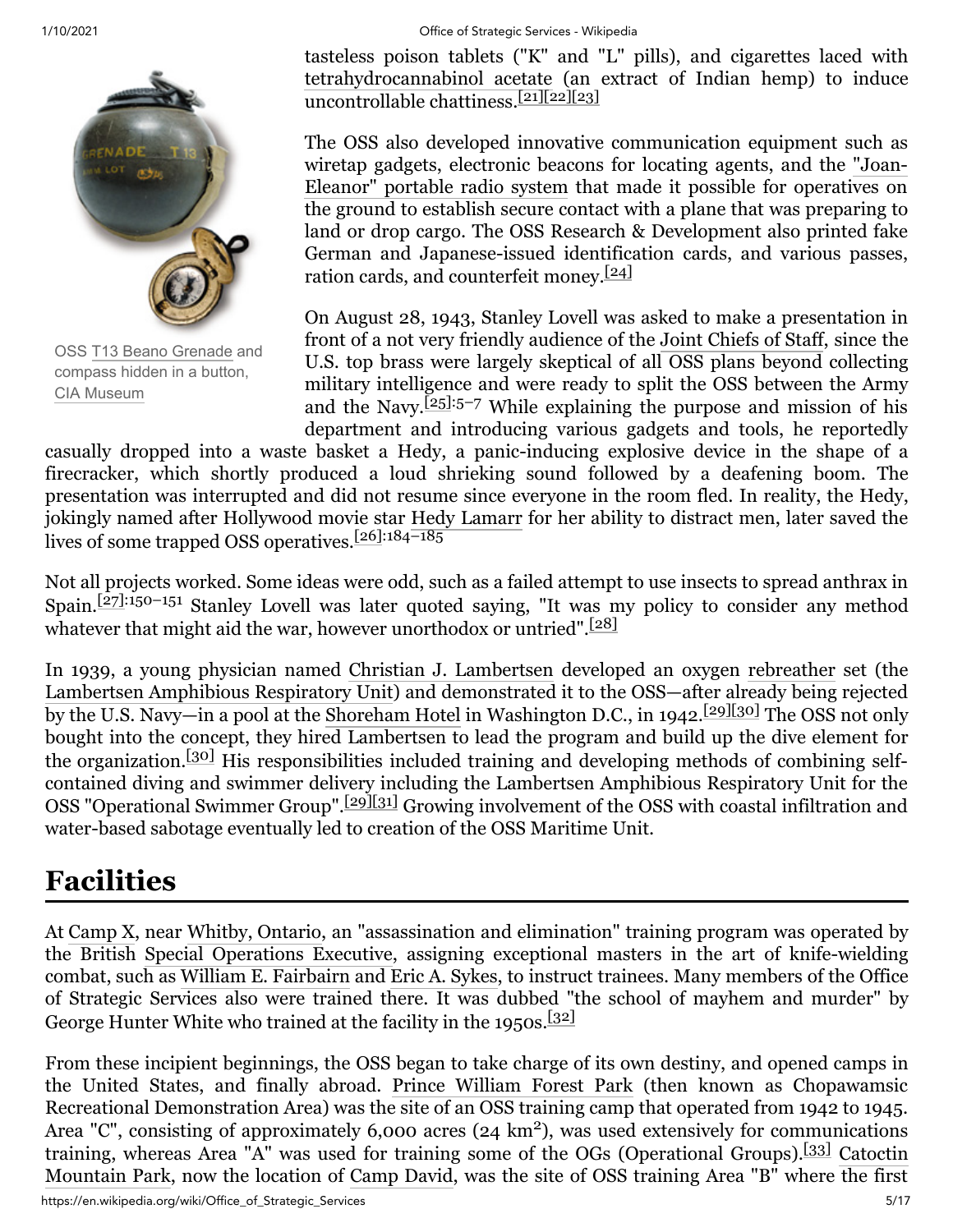tasteless poison tablets ("K" and "L" pills), and cigarettes laced with tetrahydrocannabinol acetate (an extract of Indian hemp) to induce uncontrollable chattiness.[21][22][23]

The OSS also developed innovative communication equipment such as wiretap gadgets, electronic beacons for locating agents, and the "Joan-Eleanor" portable radio system that made it possible for operatives on the ground to establish secure contact with a plane that was preparing to land or drop cargo. The OSS Research & Development also printed fake German and Japanese-issued identification cards, and various passes, ration cards, and counterfeit money.[24]

OSS T13 Beano Grenade and compass hidden in a button, CIA Museum

On August 28, 1943, Stanley Lovell was asked to make a presentation in front of a not very friendly audience of the Joint Chiefs of Staff, since the U.S. top brass were largely skeptical of all OSS plans beyond collecting military intelligence and were ready to split the OSS between the Army and the Navy.[25]:5–7 While explaining the purpose and mission of his department and introducing various gadgets and tools, he reportedly casually dropped into a waste basket a Hedy, a panic-inducing explosive device in the shape of a firecracker, which shortly produced a loud shrieking sound followed by a deafening boom. The presentation was interrupted and did not resume since everyone in the room fled. In reality, the Hedy, jokingly named after Hollywood movie star Hedy Lamarr for her ability to distract men, later saved the lives of some trapped OSS operatives.[26]:184–185

Not all projects worked. Some ideas were odd, such as a failed attempt to use insects to spread anthrax in Spain.[27]:150–151 Stanley Lovell was later quoted saying, "It was my policy to consider any method whatever that might aid the war, however unorthodox or untried".[28]

In 1939, a young physician named Christian J. Lambertsen developed an oxygen rebreather set (the Lambertsen Amphibious Respiratory Unit) and demonstrated it to the OSS—after already being rejected by the U.S. Navy—in a pool at the Shoreham Hotel in Washington D.C., in 1942.[29][30] The OSS not only bought into the concept, they hired Lambertsen to lead the program and build up the dive element for the organization.[30] His responsibilities included training and developing methods of combining self-contained diving and swimmer delivery including the Lambertsen Amphibious Respiratory Unit for the OSS "Operational Swimmer Group".[29][31] Growing involvement of the OSS with coastal infiltration and water-based sabotage eventually led to creation of the OSS Maritime Unit.

## Facilities

At Camp X, near Whitby, Ontario, an "assassination and elimination" training program was operated by the British Special Operations Executive, assigning exceptional masters in the art of knife-wielding combat, such as William E. Fairbairn and Eric A. Sykes, to instruct trainees. Many members of the Office of Strategic Services also were trained there. It was dubbed "the school of mayhem and murder" by George Hunter White who trained at the facility in the 1950s.[32]

From these incipient beginnings, the OSS began to take charge of its own destiny, and opened camps in the United States, and finally abroad. Prince William Forest Park (then known as Chopawamsic Recreational Demonstration Area) was the site of an OSS training camp that operated from 1942 to 1945. Area "C", consisting of approximately 6,000 acres (24 km$^2$), was used extensively for communications training, whereas Area "A" was used for training some of the OGs (Operational Groups).[33] Catoctin Mountain Park, now the location of Camp David, was the site of OSS training Area "B" where the first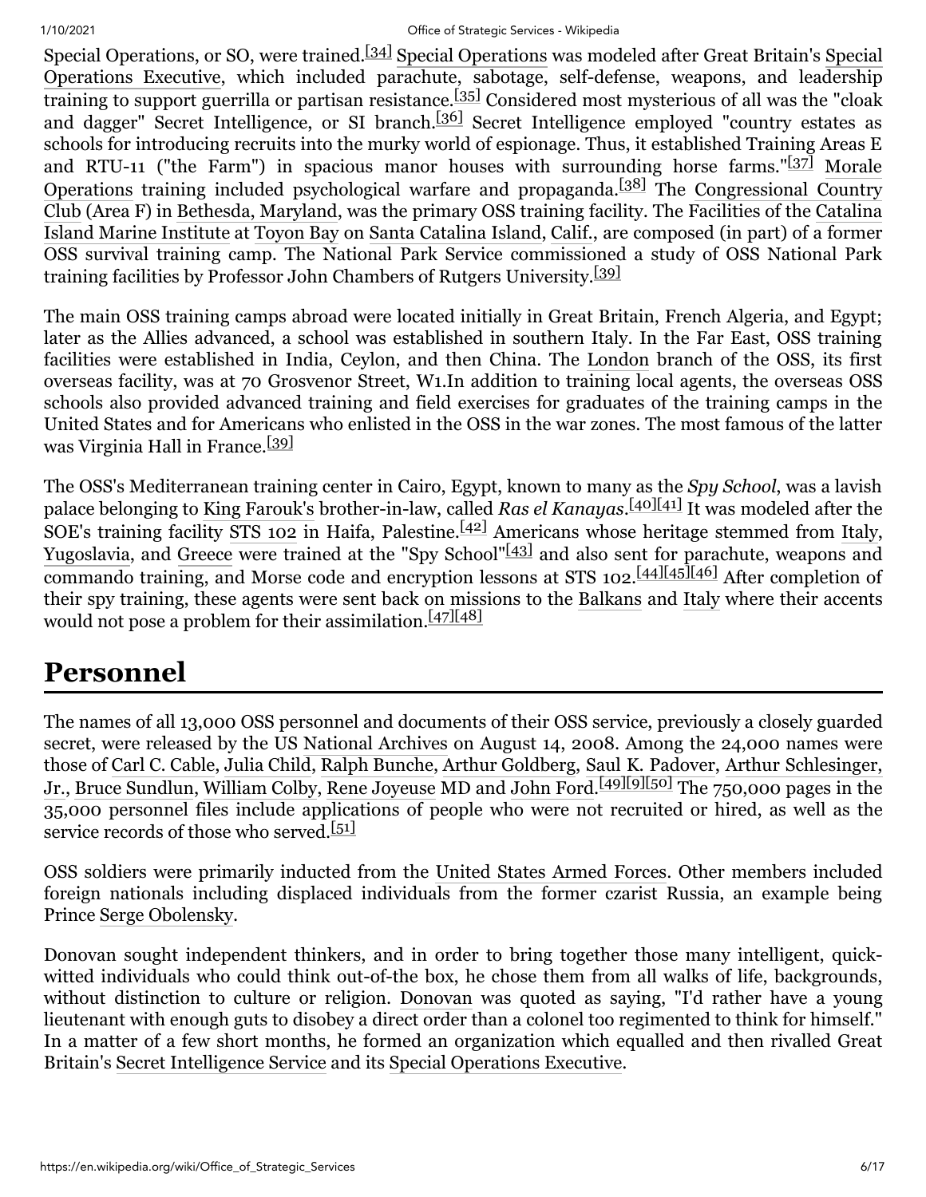Special Operations, or SO, were trained.[34] Special Operations was modeled after Great Britain's Special Operations Executive, which included parachute, sabotage, self-defense, weapons, and leadership training to support guerrilla or partisan resistance.[35] Considered most mysterious of all was the "cloak and dagger" Secret Intelligence, or SI branch.[36] Secret Intelligence employed "country estates as schools for introducing recruits into the murky world of espionage. Thus, it established Training Areas E and RTU-11 ("the Farm") in spacious manor houses with surrounding horse farms."[37] Morale Operations training included psychological warfare and propaganda.[38] The Congressional Country Club (Area F) in Bethesda, Maryland, was the primary OSS training facility. The Facilities of the Catalina Island Marine Institute at Toyon Bay on Santa Catalina Island, Calif., are composed (in part) of a former OSS survival training camp. The National Park Service commissioned a study of OSS National Park training facilities by Professor John Chambers of Rutgers University.[39]

The main OSS training camps abroad were located initially in Great Britain, French Algeria, and Egypt; later as the Allies advanced, a school was established in southern Italy. In the Far East, OSS training facilities were established in India, Ceylon, and then China. The London branch of the OSS, its first overseas facility, was at 70 Grosvenor Street, W1.In addition to training local agents, the overseas OSS schools also provided advanced training and field exercises for graduates of the training camps in the United States and for Americans who enlisted in the OSS in the war zones. The most famous of the latter was Virginia Hall in France.[39]

The OSS's Mediterranean training center in Cairo, Egypt, known to many as the *Spy School*, was a lavish palace belonging to King Farouk's brother-in-law, called *Ras el Kanayas*.[40][41] It was modeled after the SOE's training facility STS 102 in Haifa, Palestine.[42] Americans whose heritage stemmed from Italy, Yugoslavia, and Greece were trained at the "Spy School"[43] and also sent for parachute, weapons and commando training, and Morse code and encryption lessons at STS 102.[44][45][46] After completion of their spy training, these agents were sent back on missions to the Balkans and Italy where their accents would not pose a problem for their assimilation.[47][48]

# Personnel

The names of all 13,000 OSS personnel and documents of their OSS service, previously a closely guarded secret, were released by the US National Archives on August 14, 2008. Among the 24,000 names were those of Carl C. Cable, Julia Child, Ralph Bunche, Arthur Goldberg, Saul K. Padover, Arthur Schlesinger, Jr., Bruce Sundlun, William Colby, Rene Joyeuse MD and John Ford.[49][9][50] The 750,000 pages in the 35,000 personnel files include applications of people who were not recruited or hired, as well as the service records of those who served.[51]

OSS soldiers were primarily inducted from the United States Armed Forces. Other members included foreign nationals including displaced individuals from the former czarist Russia, an example being Prince Serge Obolensky.

Donovan sought independent thinkers, and in order to bring together those many intelligent, quick-witted individuals who could think out-of-the box, he chose them from all walks of life, backgrounds, without distinction to culture or religion. Donovan was quoted as saying, "I'd rather have a young lieutenant with enough guts to disobey a direct order than a colonel too regimented to think for himself." In a matter of a few short months, he formed an organization which equalled and then rivalled Great Britain's Secret Intelligence Service and its Special Operations Executive.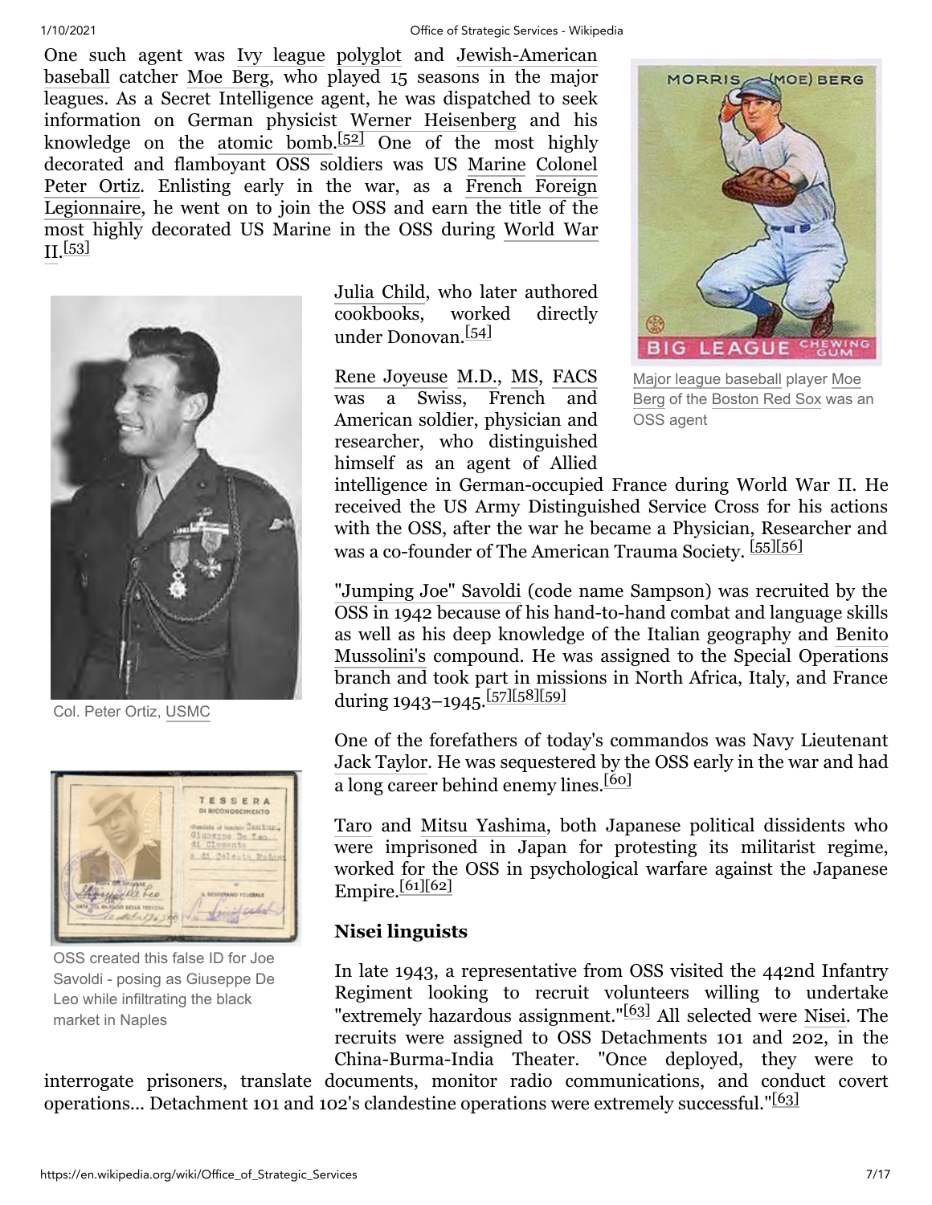One such agent was Ivy league polyglot and Jewish-American baseball catcher Moe Berg, who played 15 seasons in the major leagues. As a Secret Intelligence agent, he was dispatched to seek information on German physicist Werner Heisenberg and his knowledge on the atomic bomb.[52] One of the most highly decorated and flamboyant OSS soldiers was US Marine Colonel Peter Ortiz. Enlisting early in the war, as a French Foreign Legionnaire, he went on to join the OSS and earn the title of the most highly decorated US Marine in the OSS during World War II.[53]

Major league baseball player Moe Berg of the Boston Red Sox was an OSS agent

Col. Peter Ortiz, USMC

Julia Child, who later authored cookbooks, worked directly under Donovan.[54]

Rene Joyeuse M.D., MS, FACS was a Swiss, French and American soldier, physician and researcher, who distinguished himself as an agent of Allied intelligence in German-occupied France during World War II. He received the US Army Distinguished Service Cross for his actions with the OSS, after the war he became a Physician, Researcher and was a co-founder of The American Trauma Society. [55][56]

"Jumping Joe" Savoldi (code name Sampson) was recruited by the OSS in 1942 because of his hand-to-hand combat and language skills as well as his deep knowledge of the Italian geography and Benito Mussolini's compound. He was assigned to the Special Operations branch and took part in missions in North Africa, Italy, and France during 1943–1945.[57][58][59]

One of the forefathers of today's commandos was Navy Lieutenant Jack Taylor. He was sequestered by the OSS early in the war and had a long career behind enemy lines.[60]

Taro and Mitsu Yashima, both Japanese political dissidents who were imprisoned in Japan for protesting its militarist regime, worked for the OSS in psychological warfare against the Japanese Empire.[61][62]

OSS created this false ID for Joe Savoldi - posing as Giuseppe De Leo while infiltrating the black market in Naples

### Nisei linguists

In late 1943, a representative from OSS visited the 442nd Infantry Regiment looking to recruit volunteers willing to undertake "extremely hazardous assignment."[63] All selected were Nisei. The recruits were assigned to OSS Detachments 101 and 202, in the China-Burma-India Theater. "Once deployed, they were to interrogate prisoners, translate documents, monitor radio communications, and conduct covert operations... Detachment 101 and 102's clandestine operations were extremely successful."[63]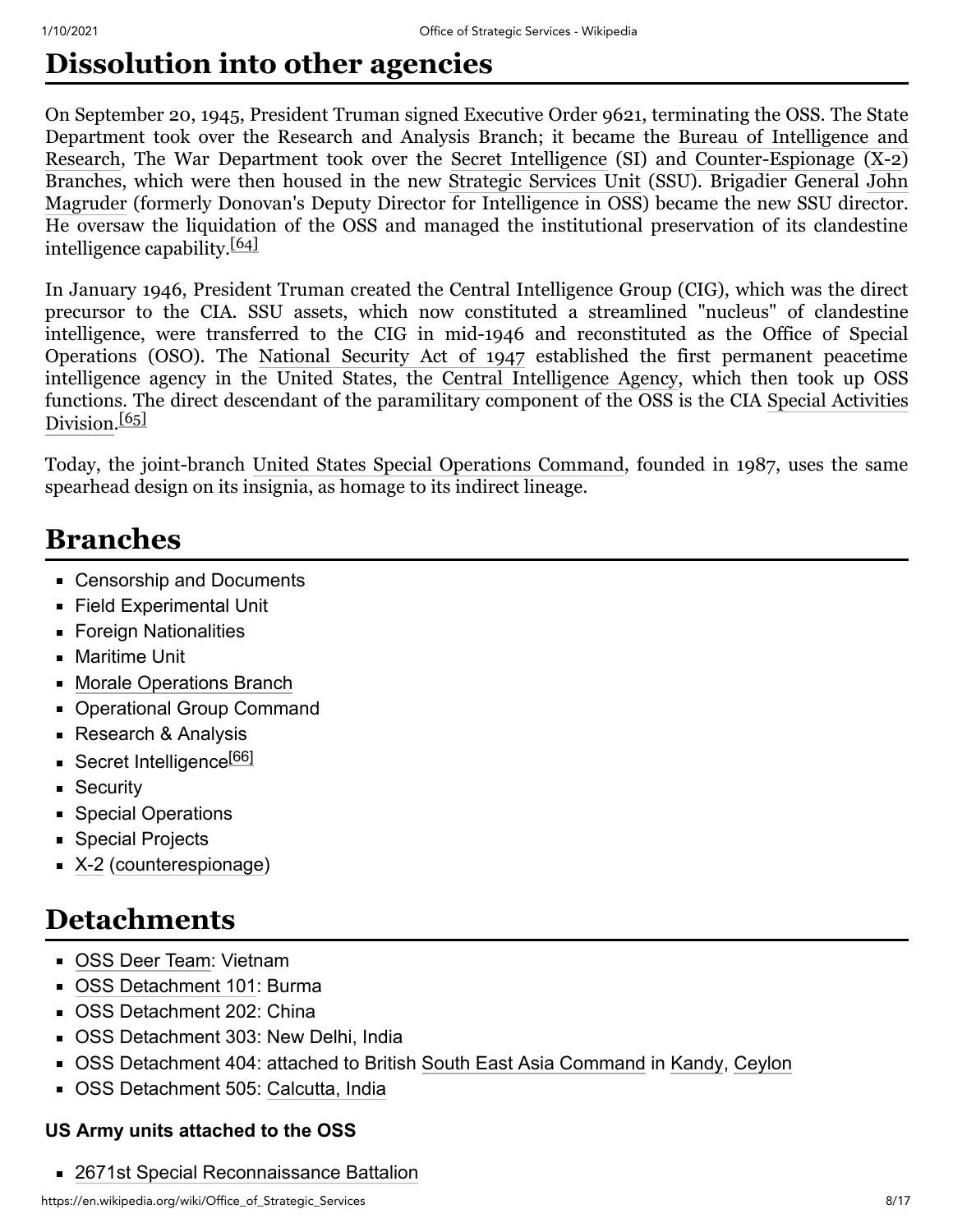## Dissolution into other agencies

On September 20, 1945, President Truman signed Executive Order 9621, terminating the OSS. The State Department took over the Research and Analysis Branch; it became the Bureau of Intelligence and Research, The War Department took over the Secret Intelligence (SI) and Counter-Espionage (X-2) Branches, which were then housed in the new Strategic Services Unit (SSU). Brigadier General John Magruder (formerly Donovan's Deputy Director for Intelligence in OSS) became the new SSU director. He oversaw the liquidation of the OSS and managed the institutional preservation of its clandestine intelligence capability.[64]

In January 1946, President Truman created the Central Intelligence Group (CIG), which was the direct precursor to the CIA. SSU assets, which now constituted a streamlined "nucleus" of clandestine intelligence, were transferred to the CIG in mid-1946 and reconstituted as the Office of Special Operations (OSO). The National Security Act of 1947 established the first permanent peacetime intelligence agency in the United States, the Central Intelligence Agency, which then took up OSS functions. The direct descendant of the paramilitary component of the OSS is the CIA Special Activities Division.[65]

Today, the joint-branch United States Special Operations Command, founded in 1987, uses the same spearhead design on its insignia, as homage to its indirect lineage.

## Branches

- Censorship and Documents
- Field Experimental Unit
- Foreign Nationalities
- Maritime Unit
- Morale Operations Branch
- Operational Group Command
- Research & Analysis
- Secret Intelligence[66]
- Security
- Special Operations
- Special Projects
- X-2 (counterespionage)

## Detachments

- OSS Deer Team: Vietnam
- OSS Detachment 101: Burma
- OSS Detachment 202: China
- OSS Detachment 303: New Delhi, India
- OSS Detachment 404: attached to British South East Asia Command in Kandy, Ceylon
- OSS Detachment 505: Calcutta, India

### US Army units attached to the OSS

- 2671st Special Reconnaissance Battalion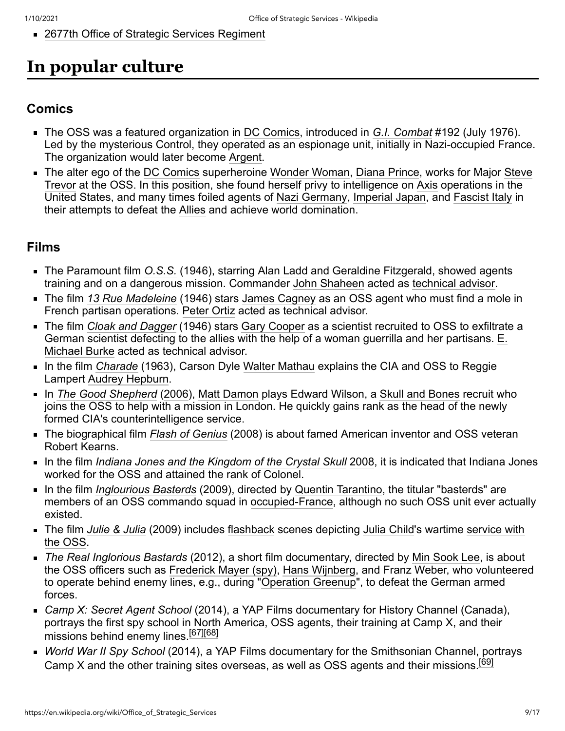- 2677th Office of Strategic Services Regiment

# In popular culture

## Comics

- The OSS was a featured organization in DC Comics, introduced in *G.I. Combat* #192 (July 1976). Led by the mysterious Control, they operated as an espionage unit, initially in Nazi-occupied France. The organization would later become Argent.
- The alter ego of the DC Comics superheroine Wonder Woman, Diana Prince, works for Major Steve Trevor at the OSS. In this position, she found herself privy to intelligence on Axis operations in the United States, and many times foiled agents of Nazi Germany, Imperial Japan, and Fascist Italy in their attempts to defeat the Allies and achieve world domination.

## Films

- The Paramount film *O.S.S.* (1946), starring Alan Ladd and Geraldine Fitzgerald, showed agents training and on a dangerous mission. Commander John Shaheen acted as technical advisor.
- The film *13 Rue Madeleine* (1946) stars James Cagney as an OSS agent who must find a mole in French partisan operations. Peter Ortiz acted as technical advisor.
- The film *Cloak and Dagger* (1946) stars Gary Cooper as a scientist recruited to OSS to exfiltrate a German scientist defecting to the allies with the help of a woman guerrilla and her partisans. E. Michael Burke acted as technical advisor.
- In the film *Charade* (1963), Carson Dyle Walter Mathau explains the CIA and OSS to Reggie Lampert Audrey Hepburn.
- In *The Good Shepherd* (2006), Matt Damon plays Edward Wilson, a Skull and Bones recruit who joins the OSS to help with a mission in London. He quickly gains rank as the head of the newly formed CIA's counterintelligence service.
- The biographical film *Flash of Genius* (2008) is about famed American inventor and OSS veteran Robert Kearns.
- In the film *Indiana Jones and the Kingdom of the Crystal Skull* 2008, it is indicated that Indiana Jones worked for the OSS and attained the rank of Colonel.
- In the film *Inglourious Basterds* (2009), directed by Quentin Tarantino, the titular "basterds" are members of an OSS commando squad in occupied-France, although no such OSS unit ever actually existed.
- The film *Julie & Julia* (2009) includes flashback scenes depicting Julia Child's wartime service with the OSS.
- *The Real Inglorious Bastards* (2012), a short film documentary, directed by Min Sook Lee, is about the OSS officers such as Frederick Mayer (spy), Hans Wijnberg, and Franz Weber, who volunteered to operate behind enemy lines, e.g., during "Operation Greenup", to defeat the German armed forces.
- *Camp X: Secret Agent School* (2014), a YAP Films documentary for History Channel (Canada), portrays the first spy school in North America, OSS agents, their training at Camp X, and their missions behind enemy lines.[67][68]
- *World War II Spy School* (2014), a YAP Films documentary for the Smithsonian Channel, portrays Camp X and the other training sites overseas, as well as OSS agents and their missions.[69]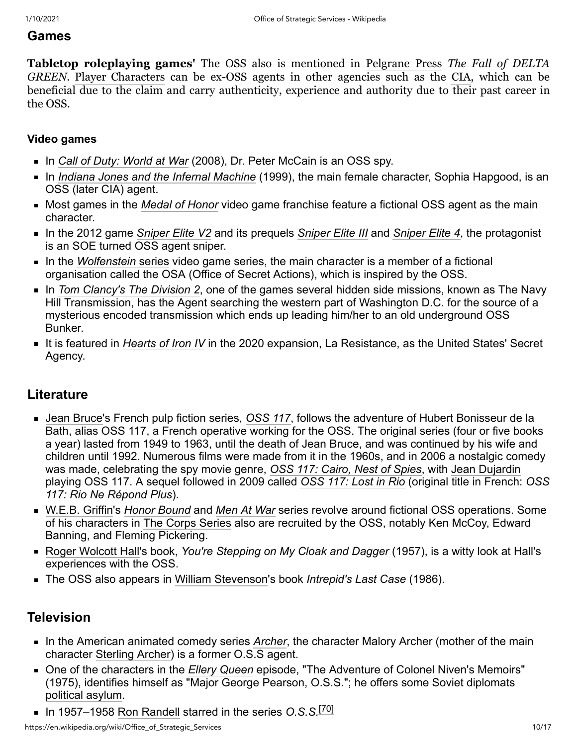## Games

**Tabletop roleplaying games'** The OSS also is mentioned in Pelgrane Press *The Fall of DELTA GREEN*. Player Characters can be ex-OSS agents in other agencies such as the CIA, which can be beneficial due to the claim and carry authenticity, experience and authority due to their past career in the OSS.

### Video games

- In *Call of Duty: World at War* (2008), Dr. Peter McCain is an OSS spy.
- In *Indiana Jones and the Infernal Machine* (1999), the main female character, Sophia Hapgood, is an OSS (later CIA) agent.
- Most games in the *Medal of Honor* video game franchise feature a fictional OSS agent as the main character.
- In the 2012 game *Sniper Elite V2* and its prequels *Sniper Elite III* and *Sniper Elite 4*, the protagonist is an SOE turned OSS agent sniper.
- In the *Wolfenstein* series video game series, the main character is a member of a fictional organisation called the OSA (Office of Secret Actions), which is inspired by the OSS.
- In *Tom Clancy's The Division 2*, one of the games several hidden side missions, known as The Navy Hill Transmission, has the Agent searching the western part of Washington D.C. for the source of a mysterious encoded transmission which ends up leading him/her to an old underground OSS Bunker.
- It is featured in *Hearts of Iron IV* in the 2020 expansion, La Resistance, as the United States' Secret Agency.

## Literature

- Jean Bruce's French pulp fiction series, *OSS 117*, follows the adventure of Hubert Bonisseur de la Bath, alias OSS 117, a French operative working for the OSS. The original series (four or five books a year) lasted from 1949 to 1963, until the death of Jean Bruce, and was continued by his wife and children until 1992. Numerous films were made from it in the 1960s, and in 2006 a nostalgic comedy was made, celebrating the spy movie genre, *OSS 117: Cairo, Nest of Spies*, with Jean Dujardin playing OSS 117. A sequel followed in 2009 called *OSS 117: Lost in Rio* (original title in French: *OSS 117: Rio Ne Répond Plus*).
- W.E.B. Griffin's *Honor Bound* and *Men At War* series revolve around fictional OSS operations. Some of his characters in The Corps Series also are recruited by the OSS, notably Ken McCoy, Edward Banning, and Fleming Pickering.
- Roger Wolcott Hall's book, *You're Stepping on My Cloak and Dagger* (1957), is a witty look at Hall's experiences with the OSS.
- The OSS also appears in William Stevenson's book *Intrepid's Last Case* (1986).

## Television

- In the American animated comedy series *Archer*, the character Malory Archer (mother of the main character Sterling Archer) is a former O.S.S agent.
- One of the characters in the *Ellery Queen* episode, "The Adventure of Colonel Niven's Memoirs" (1975), identifies himself as "Major George Pearson, O.S.S."; he offers some Soviet diplomats political asylum.
- In 1957–1958 Ron Randell starred in the series *O.S.S.*[70]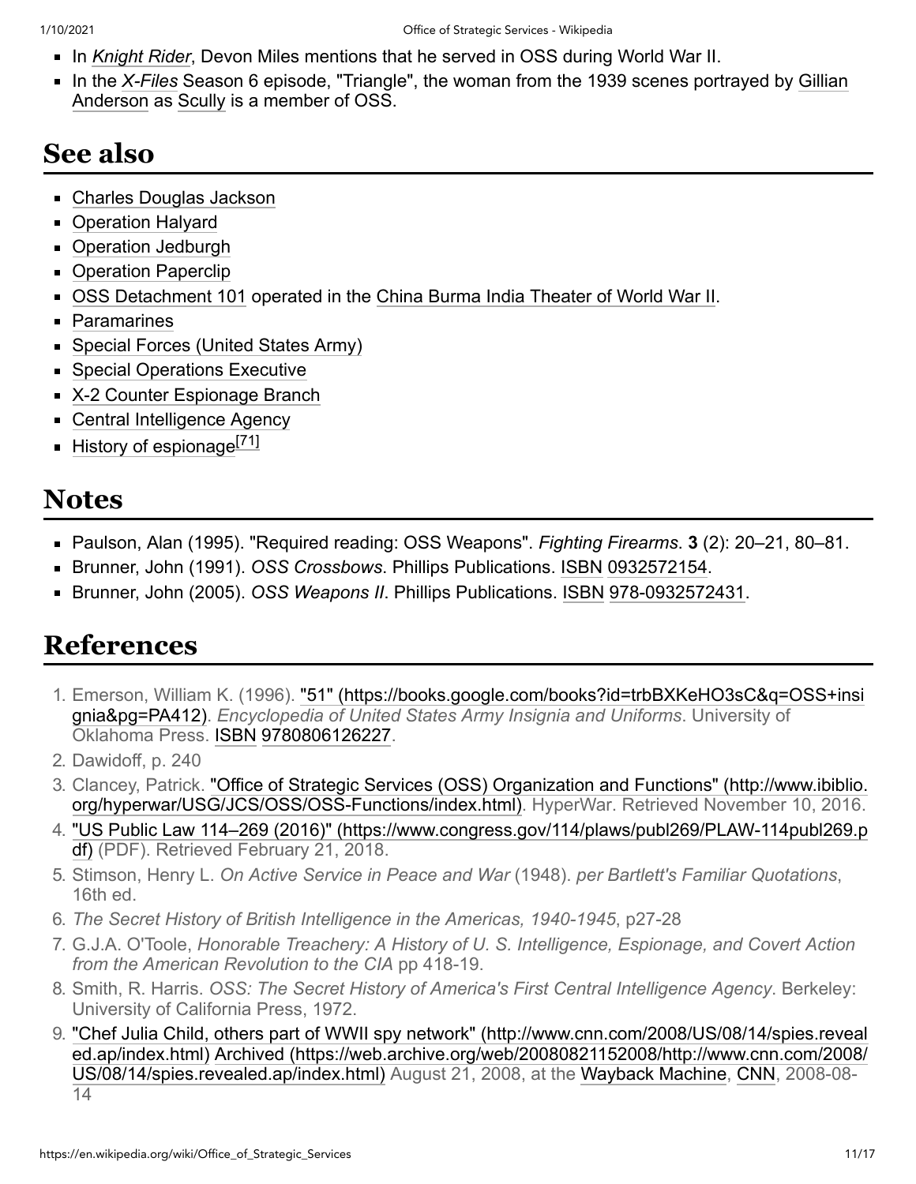- In *Knight Rider*, Devon Miles mentions that he served in OSS during World War II.
- In the *X-Files* Season 6 episode, "Triangle", the woman from the 1939 scenes portrayed by Gillian Anderson as Scully is a member of OSS.

## See also

- Charles Douglas Jackson
- Operation Halyard
- Operation Jedburgh
- Operation Paperclip
- OSS Detachment 101 operated in the China Burma India Theater of World War II.
- Paramarines
- Special Forces (United States Army)
- Special Operations Executive
- X-2 Counter Espionage Branch
- Central Intelligence Agency
- History of espionage[71]

## Notes

- Paulson, Alan (1995). "Required reading: OSS Weapons". *Fighting Firearms*. **3** (2): 20–21, 80–81.
- Brunner, John (1991). *OSS Crossbows*. Phillips Publications. ISBN 0932572154.
- Brunner, John (2005). *OSS Weapons II*. Phillips Publications. ISBN 978-0932572431.

## References

1. Emerson, William K. (1996). "51" (https://books.google.com/books?id=trbBXKeHO3sC&q=OSS+insignia&pg=PA412). *Encyclopedia of United States Army Insignia and Uniforms*. University of Oklahoma Press. ISBN 9780806126227.
2. Dawidoff, p. 240
3. Clancey, Patrick. "Office of Strategic Services (OSS) Organization and Functions" (http://www.ibiblio.org/hyperwar/USG/JCS/OSS/OSS-Functions/index.html). HyperWar. Retrieved November 10, 2016.
4. "US Public Law 114–269 (2016)" (https://www.congress.gov/114/plaws/publ269/PLAW-114publ269.pdf) (PDF). Retrieved February 21, 2018.
5. Stimson, Henry L. *On Active Service in Peace and War* (1948). *per Bartlett's Familiar Quotations*, 16th ed.
6. *The Secret History of British Intelligence in the Americas, 1940-1945*, p27-28
7. G.J.A. O'Toole, *Honorable Treachery: A History of U. S. Intelligence, Espionage, and Covert Action from the American Revolution to the CIA* pp 418-19.
8. Smith, R. Harris. *OSS: The Secret History of America's First Central Intelligence Agency*. Berkeley: University of California Press, 1972.
9. "Chef Julia Child, others part of WWII spy network" (http://www.cnn.com/2008/US/08/14/spies.revealed.ap/index.html) Archived (https://web.archive.org/web/20080821152008/http://www.cnn.com/2008/US/08/14/spies.revealed.ap/index.html) August 21, 2008, at the Wayback Machine, CNN, 2008-08-14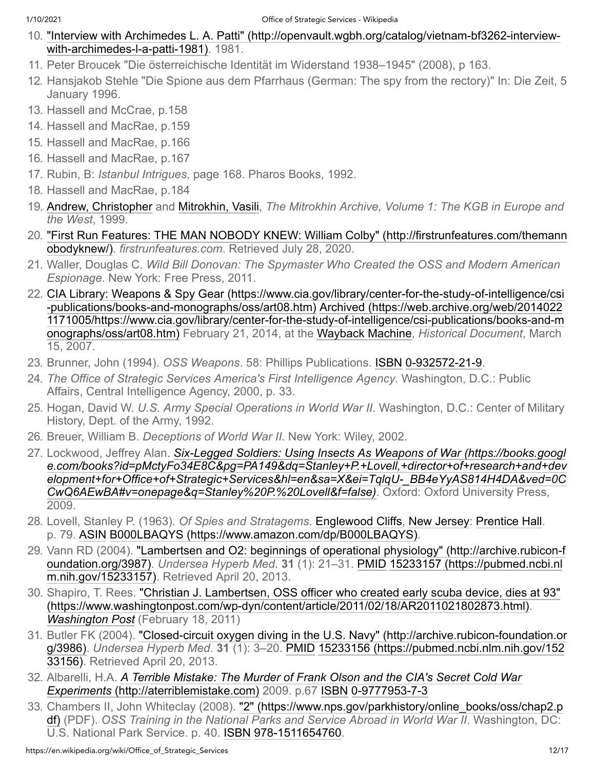10. "Interview with Archimedes L. A. Patti" (http://openvault.wgbh.org/catalog/vietnam-bf3262-interview-with-archimedes-l-a-patti-1981). 1981.
11. Peter Broucek "Die österreichische Identität im Widerstand 1938–1945" (2008), p 163.
12. Hansjakob Stehle "Die Spione aus dem Pfarrhaus (German: The spy from the rectory)" In: Die Zeit, 5 January 1996.
13. Hassell and McCrae, p.158
14. Hassell and MacRae, p.159
15. Hassell and MacRae, p.166
16. Hassell and MacRae, p.167
17. Rubin, B: *Istanbul Intrigues*, page 168. Pharos Books, 1992.
18. Hassell and MacRae, p.184
19. Andrew, Christopher and Mitrokhin, Vasili, *The Mitrokhin Archive, Volume 1: The KGB in Europe and the West*, 1999.
20. "First Run Features: THE MAN NOBODY KNEW: William Colby" (http://firstrunfeatures.com/themannobodyknew/). *firstrunfeatures.com*. Retrieved July 28, 2020.
21. Waller, Douglas C. *Wild Bill Donovan: The Spymaster Who Created the OSS and Modern American Espionage*. New York: Free Press, 2011.
22. CIA Library: Weapons & Spy Gear (https://www.cia.gov/library/center-for-the-study-of-intelligence/csi-publications/books-and-monographs/oss/art08.htm) Archived (https://web.archive.org/web/20140221171005/https://www.cia.gov/library/center-for-the-study-of-intelligence/csi-publications/books-and-monographs/oss/art08.htm) February 21, 2014, at the Wayback Machine, *Historical Document*, March 15, 2007.
23. Brunner, John (1994). *OSS Weapons*. 58: Phillips Publications. ISBN 0-932572-21-9.
24. *The Office of Strategic Services America's First Intelligence Agency*. Washington, D.C.: Public Affairs, Central Intelligence Agency, 2000, p. 33.
25. Hogan, David W. *U.S. Army Special Operations in World War II*. Washington, D.C.: Center of Military History, Dept. of the Army, 1992.
26. Breuer, William B. *Deceptions of World War II*. New York: Wiley, 2002.
27. Lockwood, Jeffrey Alan. *Six-Legged Soldiers: Using Insects As Weapons of War (https://books.google.com/books?id=pMctyFo34E8C&pg=PA149&dq=Stanley+P.+Lovell,+director+of+research+and+development+for+Office+of+Strategic+Services&hl=en&sa=X&ei=TqlqU-_BB4eYyAS814H4DA&ved=0CCwQ6AEwBA#v=onepage&q=Stanley%20P.%20Lovell&f=false)*. Oxford: Oxford University Press, 2009.
28. Lovell, Stanley P. (1963). *Of Spies and Stratagems*. Englewood Cliffs, New Jersey: Prentice Hall. p. 79. ASIN B000LBAQYS (https://www.amazon.com/dp/B000LBAQYS).
29. Vann RD (2004). "Lambertsen and O2: beginnings of operational physiology" (http://archive.rubicon-foundation.org/3987). *Undersea Hyperb Med*. **31** (1): 21–31. PMID 15233157 (https://pubmed.ncbi.nlm.nih.gov/15233157). Retrieved April 20, 2013.
30. Shapiro, T. Rees. "Christian J. Lambertsen, OSS officer who created early scuba device, dies at 93" (https://www.washingtonpost.com/wp-dyn/content/article/2011/02/18/AR2011021802873.html). *Washington Post* (February 18, 2011)
31. Butler FK (2004). "Closed-circuit oxygen diving in the U.S. Navy" (http://archive.rubicon-foundation.org/3986). *Undersea Hyperb Med*. **31** (1): 3–20. PMID 15233156 (https://pubmed.ncbi.nlm.nih.gov/15233156). Retrieved April 20, 2013.
32. Albarelli, H.A. *A Terrible Mistake: The Murder of Frank Olson and the CIA's Secret Cold War Experiments* (http://aterriblemistake.com) 2009. p.67 ISBN 0-9777953-7-3
33. Chambers II, John Whiteclay (2008). "2" (https://www.nps.gov/parkhistory/online_books/oss/chap2.pdf) (PDF). *OSS Training in the National Parks and Service Abroad in World War II*. Washington, DC: U.S. National Park Service. p. 40. ISBN 978-1511654760.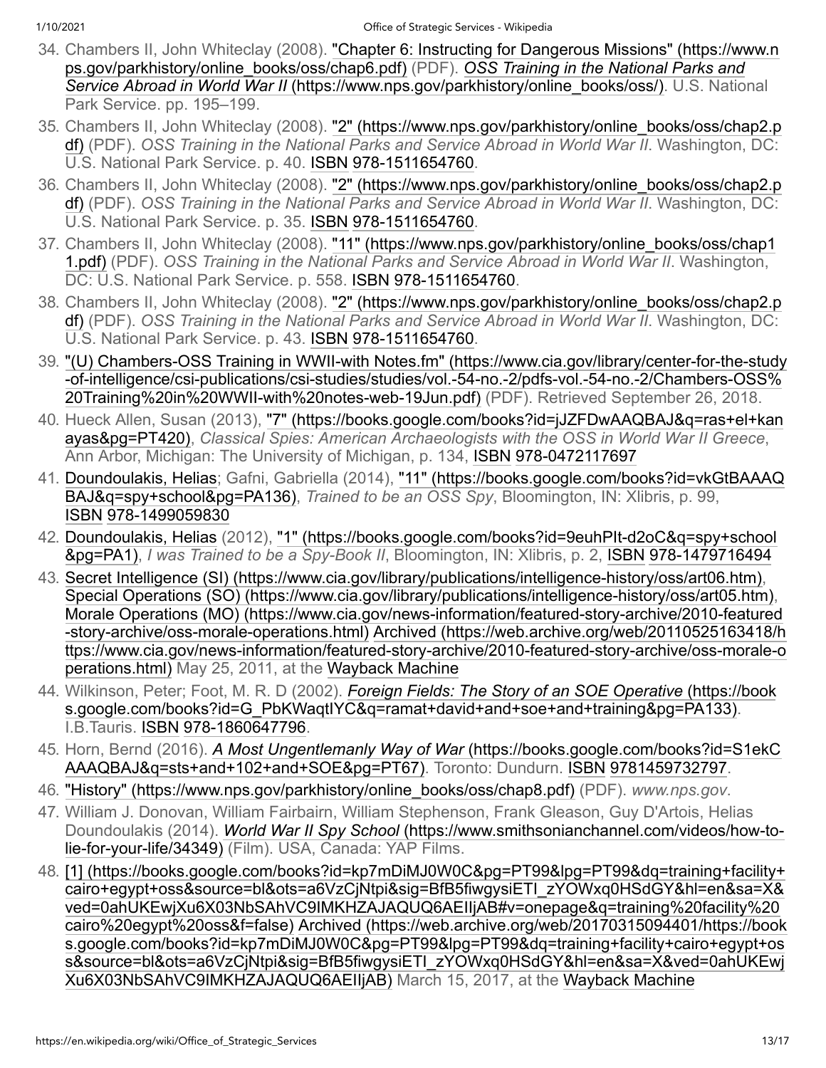34. Chambers II, John Whiteclay (2008). "Chapter 6: Instructing for Dangerous Missions" (https://www.nps.gov/parkhistory/online_books/oss/chap6.pdf) (PDF). *OSS Training in the National Parks and Service Abroad in World War II* (https://www.nps.gov/parkhistory/online_books/oss/). U.S. National Park Service. pp. 195–199.
35. Chambers II, John Whiteclay (2008). "2" (https://www.nps.gov/parkhistory/online_books/oss/chap2.pdf) (PDF). *OSS Training in the National Parks and Service Abroad in World War II*. Washington, DC: U.S. National Park Service. p. 40. ISBN 978-1511654760.
36. Chambers II, John Whiteclay (2008). "2" (https://www.nps.gov/parkhistory/online_books/oss/chap2.pdf) (PDF). *OSS Training in the National Parks and Service Abroad in World War II*. Washington, DC: U.S. National Park Service. p. 35. ISBN 978-1511654760.
37. Chambers II, John Whiteclay (2008). "11" (https://www.nps.gov/parkhistory/online_books/oss/chap11.pdf) (PDF). *OSS Training in the National Parks and Service Abroad in World War II*. Washington, DC: U.S. National Park Service. p. 558. ISBN 978-1511654760.
38. Chambers II, John Whiteclay (2008). "2" (https://www.nps.gov/parkhistory/online_books/oss/chap2.pdf) (PDF). *OSS Training in the National Parks and Service Abroad in World War II*. Washington, DC: U.S. National Park Service. p. 43. ISBN 978-1511654760.
39. "(U) Chambers-OSS Training in WWII-with Notes.fm" (https://www.cia.gov/library/center-for-the-study-of-intelligence/csi-publications/csi-studies/studies/vol.-54-no.-2/pdfs-vol.-54-no.-2/Chambers-OSS%20Training%20in%20WWII-with%20notes-web-19Jun.pdf) (PDF). Retrieved September 26, 2018.
40. Hueck Allen, Susan (2013), "7" (https://books.google.com/books?id=jJZFDwAAQBAJ&q=ras+el+kanayas&pg=PT420), *Classical Spies: American Archaeologists with the OSS in World War II Greece*, Ann Arbor, Michigan: The University of Michigan, p. 134, ISBN 978-0472117697
41. Doundoulakis, Helias; Gafni, Gabriella (2014), "11" (https://books.google.com/books?id=vkGtBAAAQBAJ&q=spy+school&pg=PA136), *Trained to be an OSS Spy*, Bloomington, IN: Xlibris, p. 99, ISBN 978-1499059830
42. Doundoulakis, Helias (2012), "1" (https://books.google.com/books?id=9euhPIt-d2oC&q=spy+school&pg=PA1), *I was Trained to be a Spy-Book II*, Bloomington, IN: Xlibris, p. 2, ISBN 978-1479716494
43. Secret Intelligence (SI) (https://www.cia.gov/library/publications/intelligence-history/oss/art06.htm), Special Operations (SO) (https://www.cia.gov/library/publications/intelligence-history/oss/art05.htm), Morale Operations (MO) (https://www.cia.gov/news-information/featured-story-archive/2010-featured-story-archive/oss-morale-operations.html) Archived (https://web.archive.org/web/20110525163418/https://www.cia.gov/news-information/featured-story-archive/2010-featured-story-archive/oss-morale-operations.html) May 25, 2011, at the Wayback Machine
44. Wilkinson, Peter; Foot, M. R. D (2002). *Foreign Fields: The Story of an SOE Operative* (https://books.google.com/books?id=G_PbKWaqtIYC&q=ramat+david+and+soe+and+training&pg=PA133). I.B.Tauris. ISBN 978-1860647796.
45. Horn, Bernd (2016). *A Most Ungentlemanly Way of War* (https://books.google.com/books?id=S1ekCAAAQBAJ&q=sts+and+102+and+SOE&pg=PT67). Toronto: Dundurn. ISBN 9781459732797.
46. "History" (https://www.nps.gov/parkhistory/online_books/oss/chap8.pdf) (PDF). *www.nps.gov*.
47. William J. Donovan, William Fairbairn, William Stephenson, Frank Gleason, Guy D'Artois, Helias Doundoulakis (2014). *World War II Spy School* (https://www.smithsonianchannel.com/videos/how-to-lie-for-your-life/34349) (Film). USA, Canada: YAP Films.
48. [1] (https://books.google.com/books?id=kp7mDiMJ0W0C&pg=PT99&lpg=PT99&dq=training+facility+cairo+egypt+oss&source=bl&ots=a6VzCjNtpi&sig=BfB5fiwgysiETI_zYOWxq0HSdGY&hl=en&sa=X&ved=0ahUKEwjXu6X03NbSAhVC9IMKHZAJAQUQ6AEIIjAB#v=onepage&q=training%20facility%20cairo%20egypt%20oss&f=false) Archived (https://web.archive.org/web/20170315094401/https://books.google.com/books?id=kp7mDiMJ0W0C&pg=PT99&lpg=PT99&dq=training+facility+cairo+egypt+oss&source=bl&ots=a6VzCjNtpi&sig=BfB5fiwgysiETI_zYOWxq0HSdGY&hl=en&sa=X&ved=0ahUKEwjXu6X03NbSAhVC9IMKHZAJAQUQ6AEIIjAB) March 15, 2017, at the Wayback Machine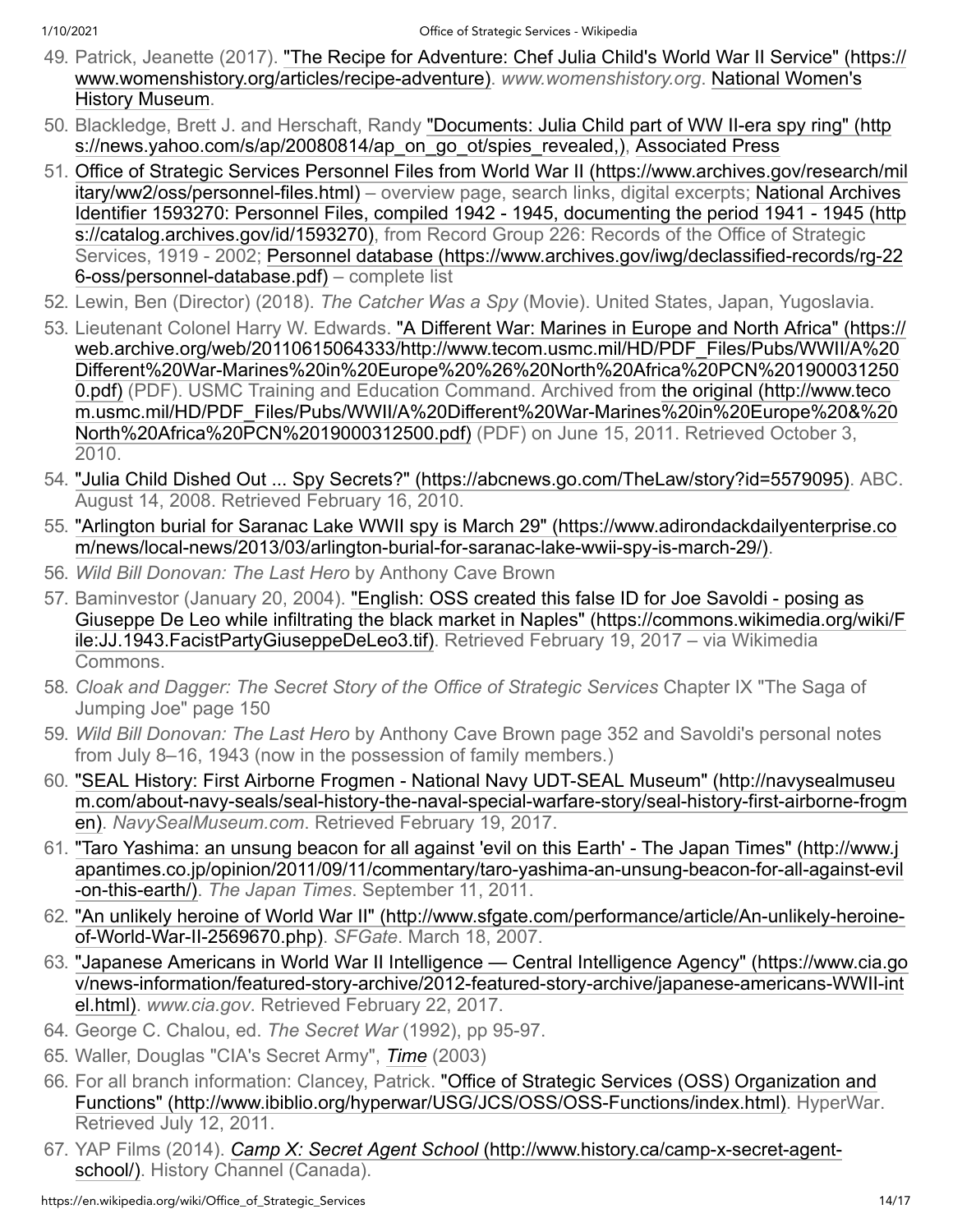49. Patrick, Jeanette (2017). "The Recipe for Adventure: Chef Julia Child's World War II Service" (https://www.womenshistory.org/articles/recipe-adventure). *www.womenshistory.org*. National Women's History Museum.
50. Blackledge, Brett J. and Herschaft, Randy "Documents: Julia Child part of WW II-era spy ring" (https://news.yahoo.com/s/ap/20080814/ap_on_go_ot/spies_revealed,), Associated Press
51. Office of Strategic Services Personnel Files from World War II (https://www.archives.gov/research/military/ww2/oss/personnel-files.html) – overview page, search links, digital excerpts; National Archives Identifier 1593270: Personnel Files, compiled 1942 - 1945, documenting the period 1941 - 1945 (https://catalog.archives.gov/id/1593270), from Record Group 226: Records of the Office of Strategic Services, 1919 - 2002; Personnel database (https://www.archives.gov/iwg/declassified-records/rg-226-oss/personnel-database.pdf) – complete list
52. Lewin, Ben (Director) (2018). *The Catcher Was a Spy* (Movie). United States, Japan, Yugoslavia.
53. Lieutenant Colonel Harry W. Edwards. "A Different War: Marines in Europe and North Africa" (https://web.archive.org/web/20110615064333/http://www.tecom.usmc.mil/HD/PDF_Files/Pubs/WWII/A%20Different%20War-Marines%20in%20Europe%20%26%20North%20Africa%20PCN%2019000312500.pdf) (PDF). USMC Training and Education Command. Archived from the original (http://www.tecom.usmc.mil/HD/PDF_Files/Pubs/WWII/A%20Different%20War-Marines%20in%20Europe%20&%20North%20Africa%20PCN%2019000312500.pdf) (PDF) on June 15, 2011. Retrieved October 3, 2010.
54. "Julia Child Dished Out ... Spy Secrets?" (https://abcnews.go.com/TheLaw/story?id=5579095). ABC. August 14, 2008. Retrieved February 16, 2010.
55. "Arlington burial for Saranac Lake WWII spy is March 29" (https://www.adirondackdailyenterprise.com/news/local-news/2013/03/arlington-burial-for-saranac-lake-wwii-spy-is-march-29/).
56. *Wild Bill Donovan: The Last Hero* by Anthony Cave Brown
57. Baminvestor (January 20, 2004). "English: OSS created this false ID for Joe Savoldi - posing as Giuseppe De Leo while infiltrating the black market in Naples" (https://commons.wikimedia.org/wiki/File:JJ.1943.FacistPartyGiuseppeDeLeo3.tif). Retrieved February 19, 2017 – via Wikimedia Commons.
58. *Cloak and Dagger: The Secret Story of the Office of Strategic Services* Chapter IX "The Saga of Jumping Joe" page 150
59. *Wild Bill Donovan: The Last Hero* by Anthony Cave Brown page 352 and Savoldi's personal notes from July 8–16, 1943 (now in the possession of family members.)
60. "SEAL History: First Airborne Frogmen - National Navy UDT-SEAL Museum" (http://navysealmuseum.com/about-navy-seals/seal-history-the-naval-special-warfare-story/seal-history-first-airborne-frogmen). *NavySealMuseum.com*. Retrieved February 19, 2017.
61. "Taro Yashima: an unsung beacon for all against 'evil on this Earth' - The Japan Times" (http://www.japantimes.co.jp/opinion/2011/09/11/commentary/taro-yashima-an-unsung-beacon-for-all-against-evil-on-this-earth/). *The Japan Times*. September 11, 2011.
62. "An unlikely heroine of World War II" (http://www.sfgate.com/performance/article/An-unlikely-heroine-of-World-War-II-2569670.php). *SFGate*. March 18, 2007.
63. "Japanese Americans in World War II Intelligence — Central Intelligence Agency" (https://www.cia.gov/news-information/featured-story-archive/2012-featured-story-archive/japanese-americans-WWII-intel.html). *www.cia.gov*. Retrieved February 22, 2017.
64. George C. Chalou, ed. *The Secret War* (1992), pp 95-97.
65. Waller, Douglas "CIA's Secret Army", *Time* (2003)
66. For all branch information: Clancey, Patrick. "Office of Strategic Services (OSS) Organization and Functions" (http://www.ibiblio.org/hyperwar/USG/JCS/OSS/OSS-Functions/index.html). HyperWar. Retrieved July 12, 2011.
67. YAP Films (2014). *Camp X: Secret Agent School* (http://www.history.ca/camp-x-secret-agent-school/). History Channel (Canada).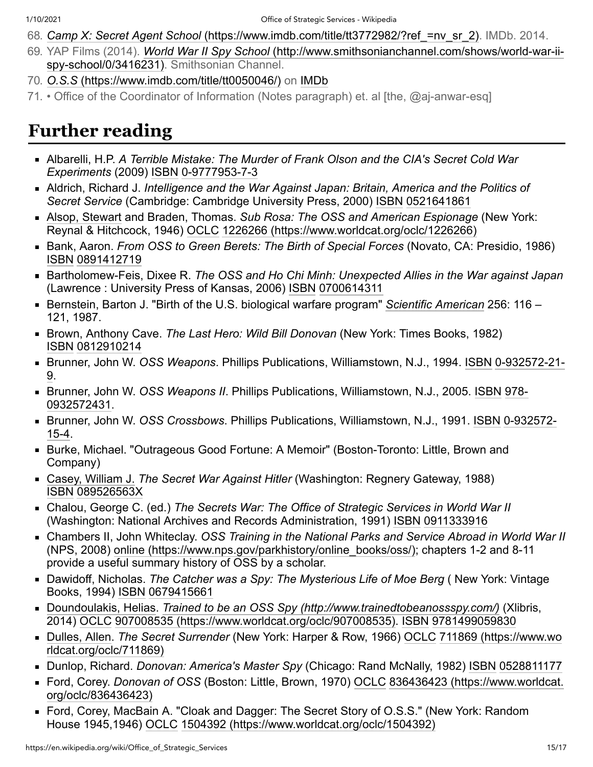68. *Camp X: Secret Agent School* (https://www.imdb.com/title/tt3772982/?ref_=nv_sr_2). IMDb. 2014.
69. YAP Films (2014). *World War II Spy School* (http://www.smithsonianchannel.com/shows/world-war-ii-spy-school/0/3416231). Smithsonian Channel.
70. *O.S.S* (https://www.imdb.com/title/tt0050046/) on IMDb
71. • Office of the Coordinator of Information (Notes paragraph) et. al [the, @aj-anwar-esq]

# Further reading

- Albarelli, H.P. *A Terrible Mistake: The Murder of Frank Olson and the CIA's Secret Cold War Experiments* (2009) ISBN 0-9777953-7-3
- Aldrich, Richard J. *Intelligence and the War Against Japan: Britain, America and the Politics of Secret Service* (Cambridge: Cambridge University Press, 2000) ISBN 0521641861
- Alsop, Stewart and Braden, Thomas. *Sub Rosa: The OSS and American Espionage* (New York: Reynal & Hitchcock, 1946) OCLC 1226266 (https://www.worldcat.org/oclc/1226266)
- Bank, Aaron. *From OSS to Green Berets: The Birth of Special Forces* (Novato, CA: Presidio, 1986) ISBN 0891412719
- Bartholomew-Feis, Dixee R. *The OSS and Ho Chi Minh: Unexpected Allies in the War against Japan* (Lawrence : University Press of Kansas, 2006) ISBN 0700614311
- Bernstein, Barton J. "Birth of the U.S. biological warfare program" *Scientific American* 256: 116 – 121, 1987.
- Brown, Anthony Cave. *The Last Hero: Wild Bill Donovan* (New York: Times Books, 1982) ISBN 0812910214
- Brunner, John W. *OSS Weapons*. Phillips Publications, Williamstown, N.J., 1994. ISBN 0-932572-21-9.
- Brunner, John W. *OSS Weapons II*. Phillips Publications, Williamstown, N.J., 2005. ISBN 978-0932572431.
- Brunner, John W. *OSS Crossbows*. Phillips Publications, Williamstown, N.J., 1991. ISBN 0-932572-15-4.
- Burke, Michael. "Outrageous Good Fortune: A Memoir" (Boston-Toronto: Little, Brown and Company)
- Casey, William J. *The Secret War Against Hitler* (Washington: Regnery Gateway, 1988) ISBN 089526563X
- Chalou, George C. (ed.) *The Secrets War: The Office of Strategic Services in World War II* (Washington: National Archives and Records Administration, 1991) ISBN 0911333916
- Chambers II, John Whiteclay. *OSS Training in the National Parks and Service Abroad in World War II* (NPS, 2008) online (https://www.nps.gov/parkhistory/online_books/oss/); chapters 1-2 and 8-11 provide a useful summary history of OSS by a scholar.
- Dawidoff, Nicholas. *The Catcher was a Spy: The Mysterious Life of Moe Berg* ( New York: Vintage Books, 1994) ISBN 0679415661
- Doundoulakis, Helias. *Trained to be an OSS Spy (http://www.trainedtobeanossspy.com/)* (Xlibris, 2014) OCLC 907008535 (https://www.worldcat.org/oclc/907008535). ISBN 9781499059830
- Dulles, Allen. *The Secret Surrender* (New York: Harper & Row, 1966) OCLC 711869 (https://www.worldcat.org/oclc/711869)
- Dunlop, Richard. *Donovan: America's Master Spy* (Chicago: Rand McNally, 1982) ISBN 0528811177
- Ford, Corey. *Donovan of OSS* (Boston: Little, Brown, 1970) OCLC 836436423 (https://www.worldcat.org/oclc/836436423)
- Ford, Corey, MacBain A. "Cloak and Dagger: The Secret Story of O.S.S." (New York: Random House 1945,1946) OCLC 1504392 (https://www.worldcat.org/oclc/1504392)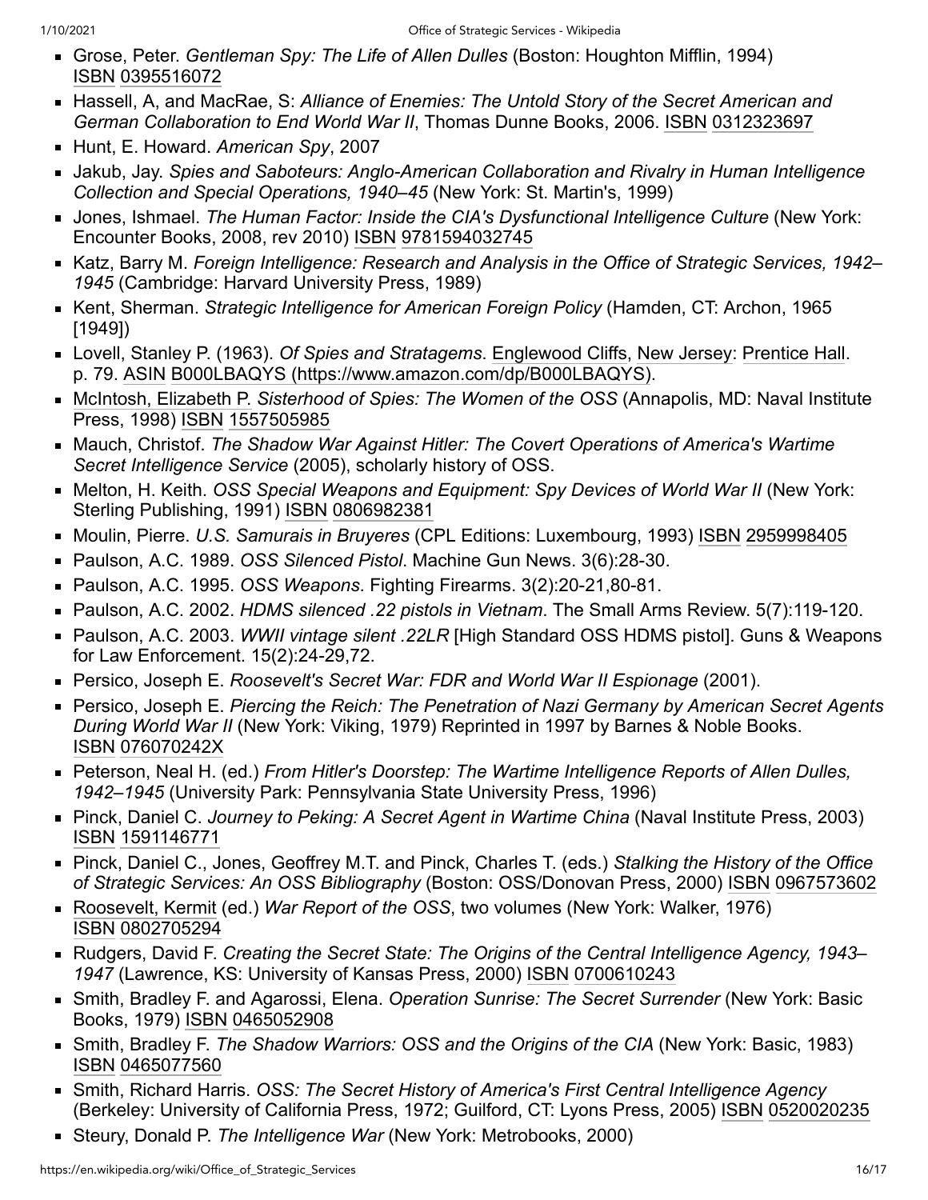- Grose, Peter. *Gentleman Spy: The Life of Allen Dulles* (Boston: Houghton Mifflin, 1994) ISBN 0395516072
- Hassell, A, and MacRae, S: *Alliance of Enemies: The Untold Story of the Secret American and German Collaboration to End World War II*, Thomas Dunne Books, 2006. ISBN 0312323697
- Hunt, E. Howard. *American Spy*, 2007
- Jakub, Jay. *Spies and Saboteurs: Anglo-American Collaboration and Rivalry in Human Intelligence Collection and Special Operations, 1940–45* (New York: St. Martin's, 1999)
- Jones, Ishmael. *The Human Factor: Inside the CIA's Dysfunctional Intelligence Culture* (New York: Encounter Books, 2008, rev 2010) ISBN 9781594032745
- Katz, Barry M. *Foreign Intelligence: Research and Analysis in the Office of Strategic Services, 1942–1945* (Cambridge: Harvard University Press, 1989)
- Kent, Sherman. *Strategic Intelligence for American Foreign Policy* (Hamden, CT: Archon, 1965 [1949])
- Lovell, Stanley P. (1963). *Of Spies and Stratagems*. Englewood Cliffs, New Jersey: Prentice Hall. p. 79. ASIN B000LBAQYS (https://www.amazon.com/dp/B000LBAQYS).
- McIntosh, Elizabeth P. *Sisterhood of Spies: The Women of the OSS* (Annapolis, MD: Naval Institute Press, 1998) ISBN 1557505985
- Mauch, Christof. *The Shadow War Against Hitler: The Covert Operations of America's Wartime Secret Intelligence Service* (2005), scholarly history of OSS.
- Melton, H. Keith. *OSS Special Weapons and Equipment: Spy Devices of World War II* (New York: Sterling Publishing, 1991) ISBN 0806982381
- Moulin, Pierre. *U.S. Samurais in Bruyeres* (CPL Editions: Luxembourg, 1993) ISBN 2959998405
- Paulson, A.C. 1989. *OSS Silenced Pistol*. Machine Gun News. 3(6):28-30.
- Paulson, A.C. 1995. *OSS Weapons*. Fighting Firearms. 3(2):20-21,80-81.
- Paulson, A.C. 2002. *HDMS silenced .22 pistols in Vietnam*. The Small Arms Review. 5(7):119-120.
- Paulson, A.C. 2003. *WWII vintage silent .22LR* [High Standard OSS HDMS pistol]. Guns & Weapons for Law Enforcement. 15(2):24-29,72.
- Persico, Joseph E. *Roosevelt's Secret War: FDR and World War II Espionage* (2001).
- Persico, Joseph E. *Piercing the Reich: The Penetration of Nazi Germany by American Secret Agents During World War II* (New York: Viking, 1979) Reprinted in 1997 by Barnes & Noble Books. ISBN 076070242X
- Peterson, Neal H. (ed.) *From Hitler's Doorstep: The Wartime Intelligence Reports of Allen Dulles, 1942–1945* (University Park: Pennsylvania State University Press, 1996)
- Pinck, Daniel C. *Journey to Peking: A Secret Agent in Wartime China* (Naval Institute Press, 2003) ISBN 1591146771
- Pinck, Daniel C., Jones, Geoffrey M.T. and Pinck, Charles T. (eds.) *Stalking the History of the Office of Strategic Services: An OSS Bibliography* (Boston: OSS/Donovan Press, 2000) ISBN 0967573602
- Roosevelt, Kermit (ed.) *War Report of the OSS*, two volumes (New York: Walker, 1976) ISBN 0802705294
- Rudgers, David F. *Creating the Secret State: The Origins of the Central Intelligence Agency, 1943–1947* (Lawrence, KS: University of Kansas Press, 2000) ISBN 0700610243
- Smith, Bradley F. and Agarossi, Elena. *Operation Sunrise: The Secret Surrender* (New York: Basic Books, 1979) ISBN 0465052908
- Smith, Bradley F. *The Shadow Warriors: OSS and the Origins of the CIA* (New York: Basic, 1983) ISBN 0465077560
- Smith, Richard Harris. *OSS: The Secret History of America's First Central Intelligence Agency* (Berkeley: University of California Press, 1972; Guilford, CT: Lyons Press, 2005) ISBN 0520020235
- Steury, Donald P. *The Intelligence War* (New York: Metrobooks, 2000)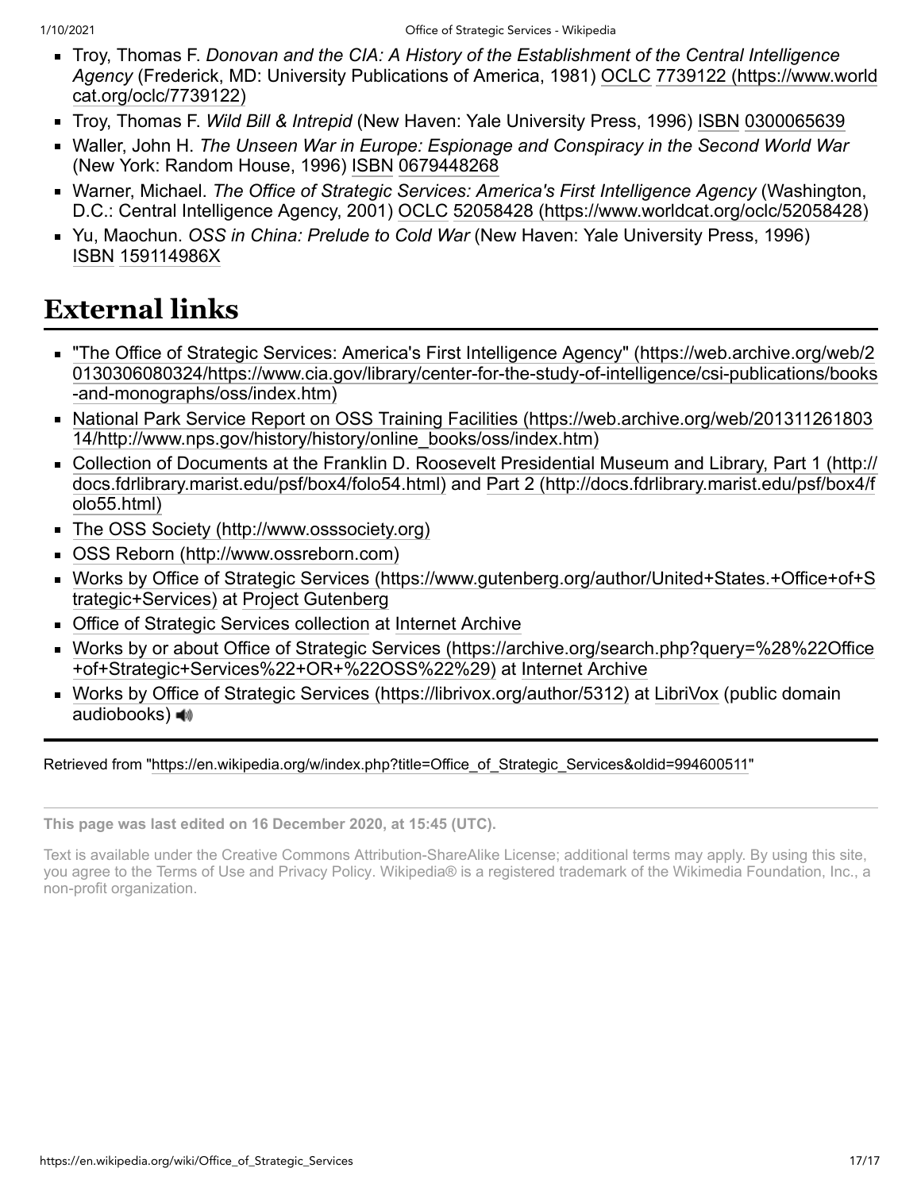- Troy, Thomas F. *Donovan and the CIA: A History of the Establishment of the Central Intelligence Agency* (Frederick, MD: University Publications of America, 1981) OCLC 7739122 (https://www.worldcat.org/oclc/7739122)
- Troy, Thomas F. *Wild Bill & Intrepid* (New Haven: Yale University Press, 1996) ISBN 0300065639
- Waller, John H. *The Unseen War in Europe: Espionage and Conspiracy in the Second World War* (New York: Random House, 1996) ISBN 0679448268
- Warner, Michael. *The Office of Strategic Services: America's First Intelligence Agency* (Washington, D.C.: Central Intelligence Agency, 2001) OCLC 52058428 (https://www.worldcat.org/oclc/52058428)
- Yu, Maochun. *OSS in China: Prelude to Cold War* (New Haven: Yale University Press, 1996) ISBN 159114986X

# External links

- "The Office of Strategic Services: America's First Intelligence Agency" (https://web.archive.org/web/20130306080324/https://www.cia.gov/library/center-for-the-study-of-intelligence/csi-publications/books-and-monographs/oss/index.htm)
- National Park Service Report on OSS Training Facilities (https://web.archive.org/web/20131126180314/http://www.nps.gov/history/history/online_books/oss/index.htm)
- Collection of Documents at the Franklin D. Roosevelt Presidential Museum and Library, Part 1 (http://docs.fdrlibrary.marist.edu/psf/box4/folo54.html) and Part 2 (http://docs.fdrlibrary.marist.edu/psf/box4/folo55.html)
- The OSS Society (http://www.osssociety.org)
- OSS Reborn (http://www.ossreborn.com)
- Works by Office of Strategic Services (https://www.gutenberg.org/author/United+States.+Office+of+Strategic+Services) at Project Gutenberg
- Office of Strategic Services collection at Internet Archive
- Works by or about Office of Strategic Services (https://archive.org/search.php?query=%28%22Office+of+Strategic+Services%22+OR+%22OSS%22%29) at Internet Archive
- Works by Office of Strategic Services (https://librivox.org/author/5312) at LibriVox (public domain audiobooks)

Retrieved from "https://en.wikipedia.org/w/index.php?title=Office_of_Strategic_Services&oldid=994600511"

**This page was last edited on 16 December 2020, at 15:45 (UTC).**

Text is available under the Creative Commons Attribution-ShareAlike License; additional terms may apply. By using this site, you agree to the Terms of Use and Privacy Policy. Wikipedia® is a registered trademark of the Wikimedia Foundation, Inc., a non-profit organization.